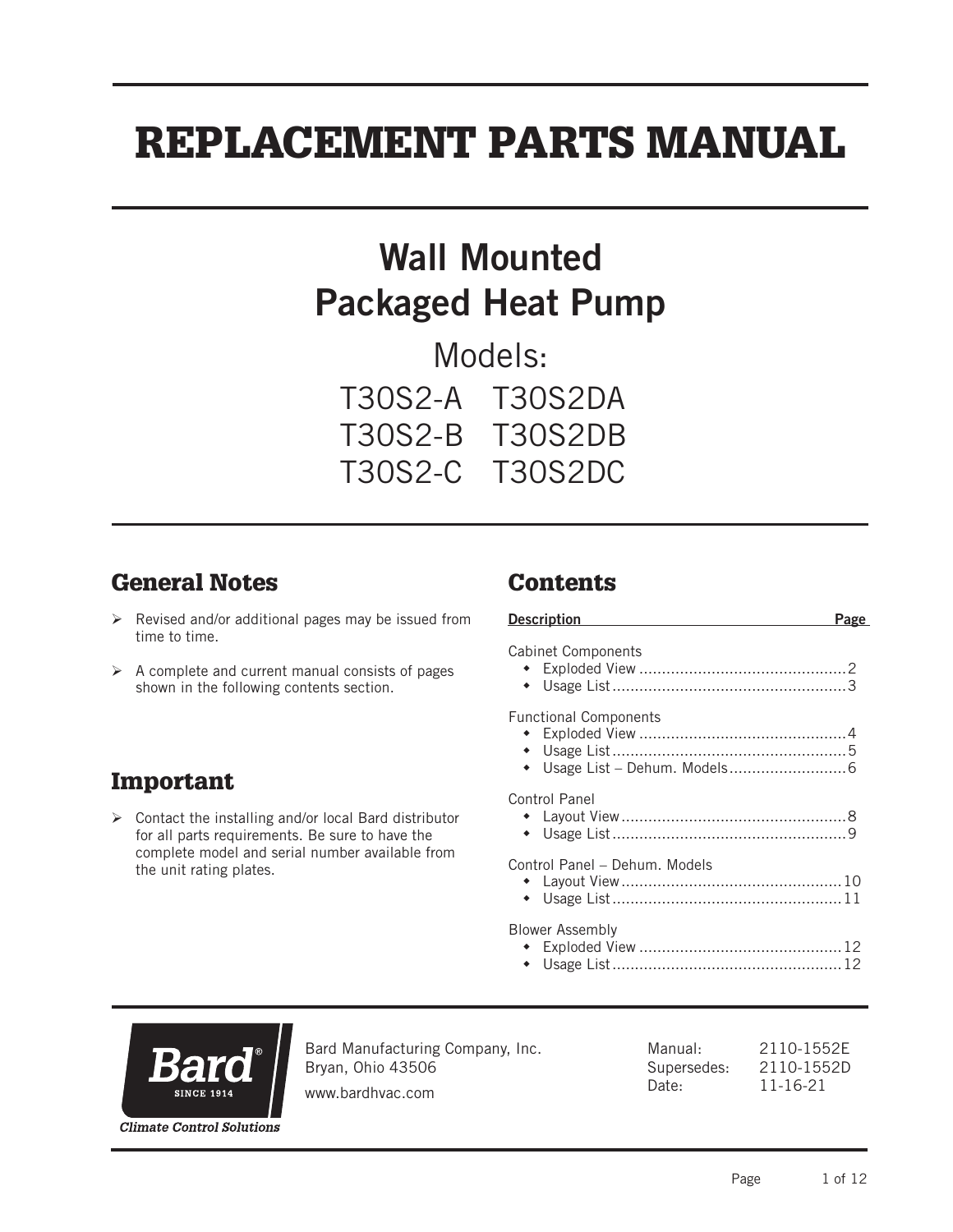# REPLACEMENT PARTS MANUAL

## Wall Mounted Packaged Heat Pump

Models:

T30S2-A T30S2DA
T30S2-B T30S2DB
T30S2-C T30S2DC

## General Notes

- Revised and/or additional pages may be issued from time to time.
- A complete and current manual consists of pages shown in the following contents section.

## Important

- Contact the installing and/or local Bard distributor for all parts requirements. Be sure to have the complete model and serial number available from the unit rating plates.

## Contents

| Description | Page |
|---|---|
| **Cabinet Components** | |
| • Exploded View | 2 |
| • Usage List | 3 |
| **Functional Components** | |
| • Exploded View | 4 |
| • Usage List | 5 |
| • Usage List – Dehum. Models | 6 |
| **Control Panel** | |
| • Layout View | 8 |
| • Usage List | 9 |
| **Control Panel – Dehum. Models** | |
| • Layout View | 10 |
| • Usage List | 11 |
| **Blower Assembly** | |
| • Exploded View | 12 |
| • Usage List | 12 |

Bard®
SINCE 1914
*Climate Control Solutions*

Bard Manufacturing Company, Inc.
Bryan, Ohio 43506
www.bardhvac.com

Manual: 2110-1552E
Supersedes: 2110-1552D
Date: 11-16-21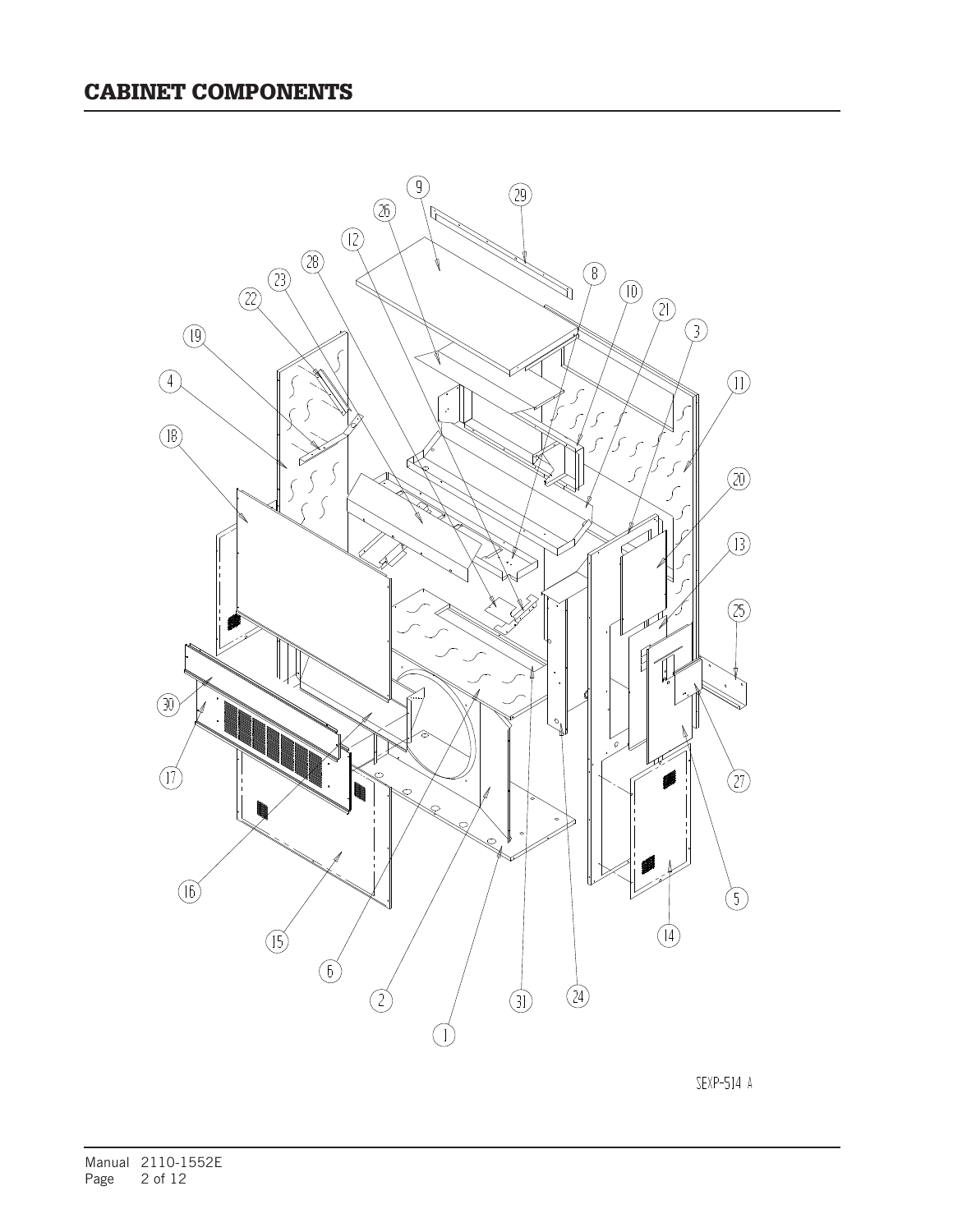# CABINET COMPONENTS

SEXP-514 A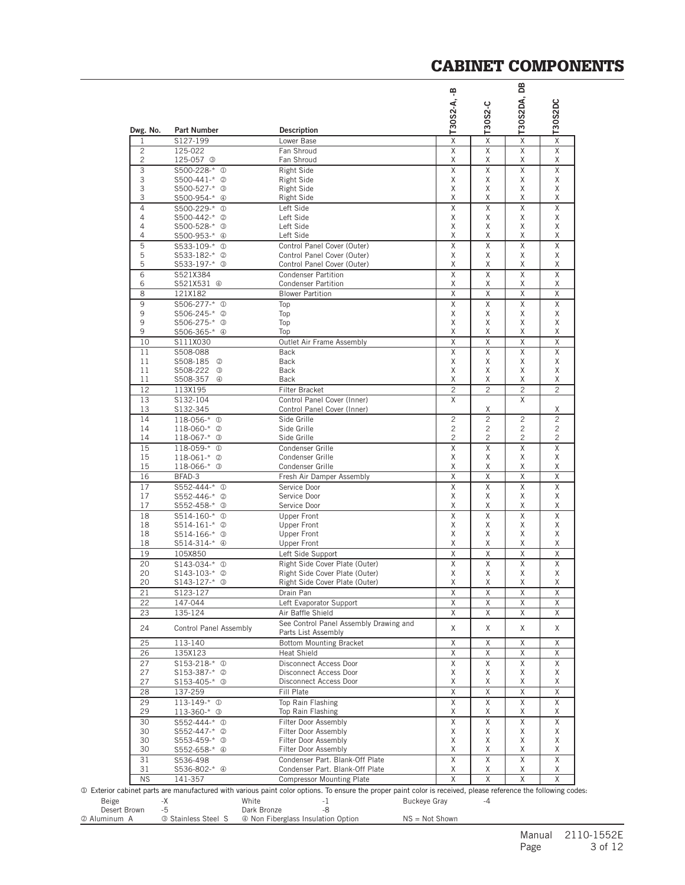# CABINET COMPONENTS

| Dwg. No. | Part Number | Description | T30S2-A, -B | T30S2-C | T30S2DA, DB | T30S2DC |
|---|---|---|---|---|---|---|
| 1 | S127-199 | Lower Base | X | X | X | X |
| 2 | 125-022 | Fan Shroud | X | X | X | X |
| 2 | 125-057 ③ | Fan Shroud | X | X | X | X |
| 3 | S500-228-* ① | Right Side | X | X | X | X |
| 3 | S500-441-* ② | Right Side | X | X | X | X |
| 3 | S500-527-* ③ | Right Side | X | X | X | X |
| 3 | S500-954-* ④ | Right Side | X | X | X | X |
| 4 | S500-229-* ① | Left Side | X | X | X | X |
| 4 | S500-442-* ② | Left Side | X | X | X | X |
| 4 | S500-528-* ③ | Left Side | X | X | X | X |
| 4 | S500-953-* ④ | Left Side | X | X | X | X |
| 5 | S533-109-* ① | Control Panel Cover (Outer) | X | X | X | X |
| 5 | S533-182-* ② | Control Panel Cover (Outer) | X | X | X | X |
| 5 | S533-197-* ③ | Control Panel Cover (Outer) | X | X | X | X |
| 6 | S521X384 | Condenser Partition | X | X | X | X |
| 6 | S521X531 ④ | Condenser Partition | X | X | X | X |
| 8 | 121X182 | Blower Partition | X | X | X | X |
| 9 | S506-277-* ① | Top | X | X | X | X |
| 9 | S506-245-* ② | Top | X | X | X | X |
| 9 | S506-275-* ③ | Top | X | X | X | X |
| 9 | S506-365-* ④ | Top | X | X | X | X |
| 10 | S111X030 | Outlet Air Frame Assembly | X | X | X | X |
| 11 | S508-088 | Back | X | X | X | X |
| 11 | S508-185 ② | Back | X | X | X | X |
| 11 | S508-222 ③ | Back | X | X | X | X |
| 11 | S508-357 ④ | Back | X | X | X | X |
| 12 | 113X195 | Filter Bracket | 2 | 2 | 2 | 2 |
| 13 | S132-104 | Control Panel Cover (Inner) | X | | X | |
| 13 | S132-345 | Control Panel Cover (Inner) | | X | | X |
| 14 | 118-056-* ① | Side Grille | 2 | 2 | 2 | 2 |
| 14 | 118-060-* ② | Side Grille | 2 | 2 | 2 | 2 |
| 14 | 118-067-* ③ | Side Grille | 2 | 2 | 2 | 2 |
| 15 | 118-059-* ① | Condenser Grille | X | X | X | X |
| 15 | 118-061-* ② | Condenser Grille | X | X | X | X |
| 15 | 118-066-* ③ | Condenser Grille | X | X | X | X |
| 16 | BFAD-3 | Fresh Air Damper Assembly | X | X | X | X |
| 17 | S552-444-* ① | Service Door | X | X | X | X |
| 17 | S552-446-* ② | Service Door | X | X | X | X |
| 17 | S552-458-* ③ | Service Door | X | X | X | X |
| 18 | S514-160-* ① | Upper Front | X | X | X | X |
| 18 | S514-161-* ② | Upper Front | X | X | X | X |
| 18 | S514-166-* ③ | Upper Front | X | X | X | X |
| 18 | S514-314-* ④ | Upper Front | X | X | X | X |
| 19 | 105X850 | Left Side Support | X | X | X | X |
| 20 | S143-034-* ① | Right Side Cover Plate (Outer) | X | X | X | X |
| 20 | S143-103-* ② | Right Side Cover Plate (Outer) | X | X | X | X |
| 20 | S143-127-* ③ | Right Side Cover Plate (Outer) | X | X | X | X |
| 21 | S123-127 | Drain Pan | X | X | X | X |
| 22 | 147-044 | Left Evaporator Support | X | X | X | X |
| 23 | 135-124 | Air Baffle Shield | X | X | X | X |
| 24 | Control Panel Assembly | See Control Panel Assembly Drawing and Parts List Assembly | X | X | X | X |
| 25 | 113-140 | Bottom Mounting Bracket | X | X | X | X |
| 26 | 135X123 | Heat Shield | X | X | X | X |
| 27 | S153-218-* ① | Disconnect Access Door | X | X | X | X |
| 27 | S153-387-* ② | Disconnect Access Door | X | X | X | X |
| 27 | S153-405-* ③ | Disconnect Access Door | X | X | X | X |
| 28 | 137-259 | Fill Plate | X | X | X | X |
| 29 | 113-149-* ① | Top Rain Flashing | X | X | X | X |
| 29 | 113-360-* ③ | Top Rain Flashing | X | X | X | X |
| 30 | S552-444-* ① | Filter Door Assembly | X | X | X | X |
| 30 | S552-447-* ② | Filter Door Assembly | X | X | X | X |
| 30 | S553-459-* ③ | Filter Door Assembly | X | X | X | X |
| 30 | S552-658-* ④ | Filter Door Assembly | X | X | X | X |
| 31 | S536-498 | Condenser Part. Blank-Off Plate | X | X | X | X |
| 31 | S536-802-* ④ | Condenser Part. Blank-Off Plate | X | X | X | X |
| NS | 141-357 | Compressor Mounting Plate | X | X | X | X |

① Exterior cabinet parts are manufactured with various paint color options. To ensure the proper paint color is received, please reference the following codes:

| | | | | | |
|---|---|---|---|---|---|
| Beige | -X | White | -1 | Buckeye Gray | -4 |
| Desert Brown | -5 | Dark Bronze | -8 | | |

② Aluminum A  ③ Stainless Steel S  ④ Non Fiberglass Insulation Option  NS = Not Shown

Manual 2110-1552E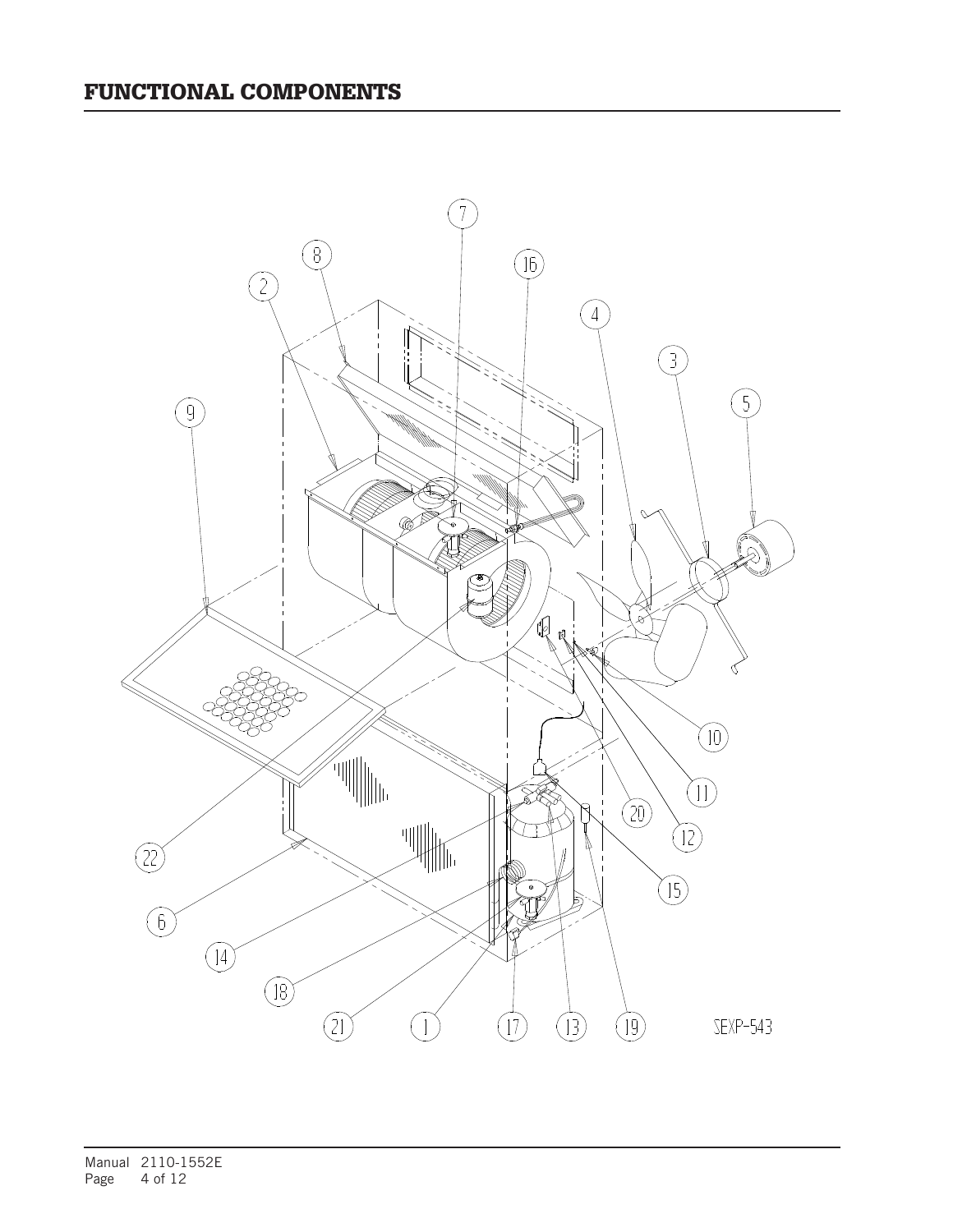# FUNCTIONAL COMPONENTS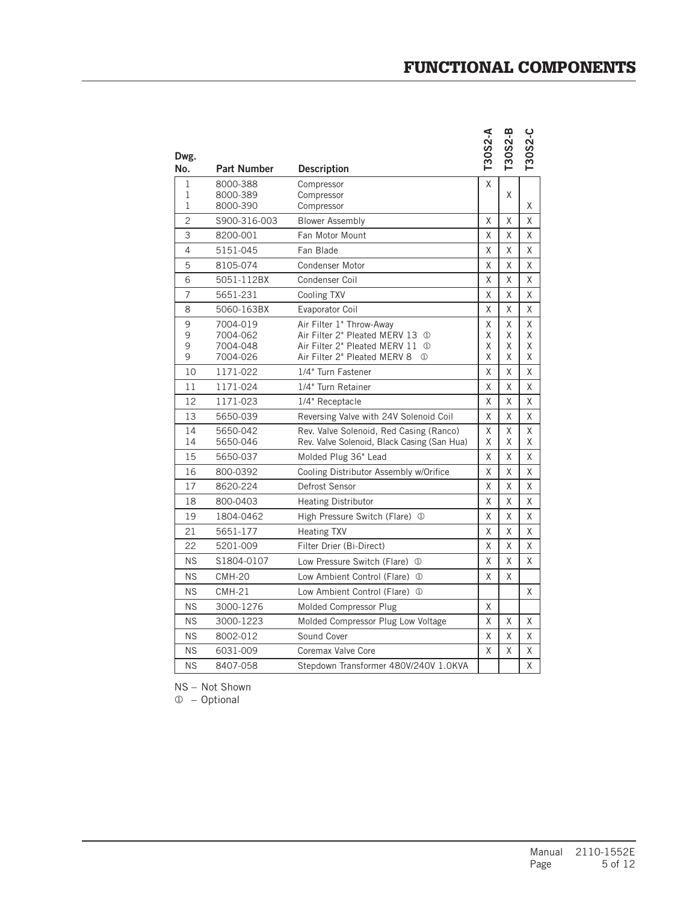# FUNCTIONAL COMPONENTS

| Dwg. No. | Part Number | Description | T30S2-A | T30S2-B | T30S2-C |
|---|---|---|---|---|---|
| 1 | 8000-388 | Compressor | X | | |
| 1 | 8000-389 | Compressor | | X | |
| 1 | 8000-390 | Compressor | | | X |
| 2 | S900-316-003 | Blower Assembly | X | X | X |
| 3 | 8200-001 | Fan Motor Mount | X | X | X |
| 4 | 5151-045 | Fan Blade | X | X | X |
| 5 | 8105-074 | Condenser Motor | X | X | X |
| 6 | 5051-112BX | Condenser Coil | X | X | X |
| 7 | 5651-231 | Cooling TXV | X | X | X |
| 8 | 5060-163BX | Evaporator Coil | X | X | X |
| 9 | 7004-019 | Air Filter 1" Throw-Away | X | X | X |
| 9 | 7004-062 | Air Filter 2" Pleated MERV 13 ① | X | X | X |
| 9 | 7004-048 | Air Filter 2" Pleated MERV 11 ① | X | X | X |
| 9 | 7004-026 | Air Filter 2" Pleated MERV 8 ① | X | X | X |
| 10 | 1171-022 | 1/4" Turn Fastener | X | X | X |
| 11 | 1171-024 | 1/4" Turn Retainer | X | X | X |
| 12 | 1171-023 | 1/4" Receptacle | X | X | X |
| 13 | 5650-039 | Reversing Valve with 24V Solenoid Coil | X | X | X |
| 14 | 5650-042 | Rev. Valve Solenoid, Red Casing (Ranco) | X | X | X |
| 14 | 5650-046 | Rev. Valve Solenoid, Black Casing (San Hua) | X | X | X |
| 15 | 5650-037 | Molded Plug 36" Lead | X | X | X |
| 16 | 800-0392 | Cooling Distributor Assembly w/Orifice | X | X | X |
| 17 | 8620-224 | Defrost Sensor | X | X | X |
| 18 | 800-0403 | Heating Distributor | X | X | X |
| 19 | 1804-0462 | High Pressure Switch (Flare) ① | X | X | X |
| 21 | 5651-177 | Heating TXV | X | X | X |
| 22 | 5201-009 | Filter Drier (Bi-Direct) | X | X | X |
| NS | S1804-0107 | Low Pressure Switch (Flare) ① | X | X | X |
| NS | CMH-20 | Low Ambient Control (Flare) ① | X | X | |
| NS | CMH-21 | Low Ambient Control (Flare) ① | | | X |
| NS | 3000-1276 | Molded Compressor Plug | X | | |
| NS | 3000-1223 | Molded Compressor Plug Low Voltage | X | X | X |
| NS | 8002-012 | Sound Cover | X | X | X |
| NS | 6031-009 | Coremax Valve Core | X | X | X |
| NS | 8407-058 | Stepdown Transformer 480V/240V 1.0KVA | | | X |

NS – Not Shown

① – Optional

Manual 2110-1552E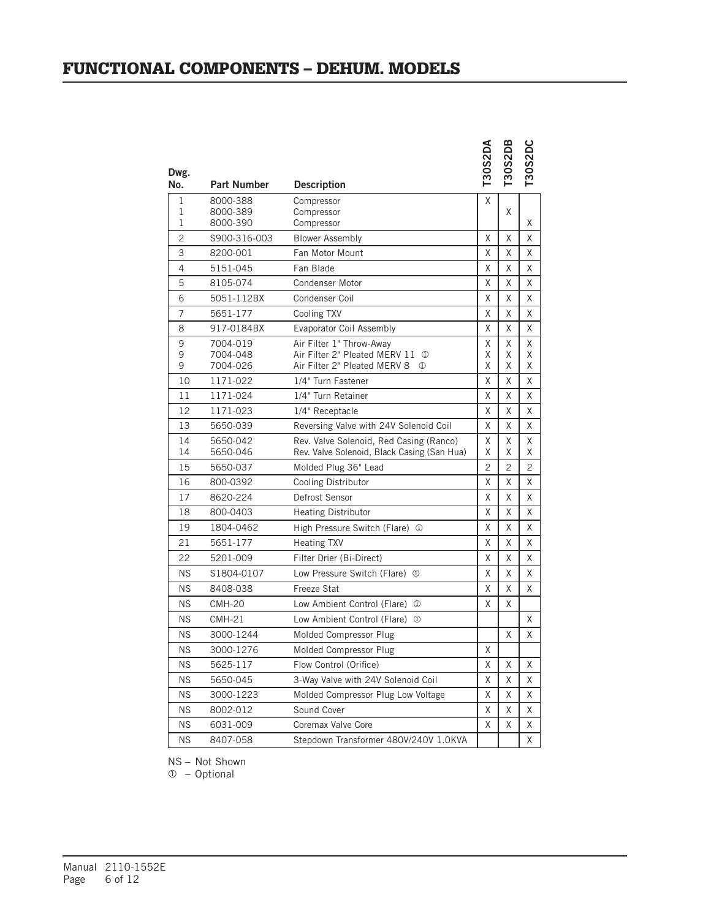# FUNCTIONAL COMPONENTS – DEHUM. MODELS

| Dwg. No. | Part Number | Description | T30S2DA | T30S2DB | T30S2DC |
|---|---|---|---|---|---|
| 1 | 8000-388 | Compressor | X | | |
| 1 | 8000-389 | Compressor | | X | |
| 1 | 8000-390 | Compressor | | | X |
| 2 | S900-316-003 | Blower Assembly | X | X | X |
| 3 | 8200-001 | Fan Motor Mount | X | X | X |
| 4 | 5151-045 | Fan Blade | X | X | X |
| 5 | 8105-074 | Condenser Motor | X | X | X |
| 6 | 5051-112BX | Condenser Coil | X | X | X |
| 7 | 5651-177 | Cooling TXV | X | X | X |
| 8 | 917-0184BX | Evaporator Coil Assembly | X | X | X |
| 9 | 7004-019 | Air Filter 1" Throw-Away | X | X | X |
| 9 | 7004-048 | Air Filter 2" Pleated MERV 11 ① | X | X | X |
| 9 | 7004-026 | Air Filter 2" Pleated MERV 8 ① | X | X | X |
| 10 | 1171-022 | 1/4" Turn Fastener | X | X | X |
| 11 | 1171-024 | 1/4" Turn Retainer | X | X | X |
| 12 | 1171-023 | 1/4" Receptacle | X | X | X |
| 13 | 5650-039 | Reversing Valve with 24V Solenoid Coil | X | X | X |
| 14 | 5650-042 | Rev. Valve Solenoid, Red Casing (Ranco) | X | X | X |
| 14 | 5650-046 | Rev. Valve Solenoid, Black Casing (San Hua) | X | X | X |
| 15 | 5650-037 | Molded Plug 36" Lead | 2 | 2 | 2 |
| 16 | 800-0392 | Cooling Distributor | X | X | X |
| 17 | 8620-224 | Defrost Sensor | X | X | X |
| 18 | 800-0403 | Heating Distributor | X | X | X |
| 19 | 1804-0462 | High Pressure Switch (Flare) ① | X | X | X |
| 21 | 5651-177 | Heating TXV | X | X | X |
| 22 | 5201-009 | Filter Drier (Bi-Direct) | X | X | X |
| NS | S1804-0107 | Low Pressure Switch (Flare) ① | X | X | X |
| NS | 8408-038 | Freeze Stat | X | X | X |
| NS | CMH-20 | Low Ambient Control (Flare) ① | X | X | |
| NS | CMH-21 | Low Ambient Control (Flare) ① | | | X |
| NS | 3000-1244 | Molded Compressor Plug | | X | X |
| NS | 3000-1276 | Molded Compressor Plug | X | | |
| NS | 5625-117 | Flow Control (Orifice) | X | X | X |
| NS | 5650-045 | 3-Way Valve with 24V Solenoid Coil | X | X | X |
| NS | 3000-1223 | Molded Compressor Plug Low Voltage | X | X | X |
| NS | 8002-012 | Sound Cover | X | X | X |
| NS | 6031-009 | Coremax Valve Core | X | X | X |
| NS | 8407-058 | Stepdown Transformer 480V/240V 1.0KVA | | | X |

NS – Not Shown
① – Optional

Manual 2110-1552E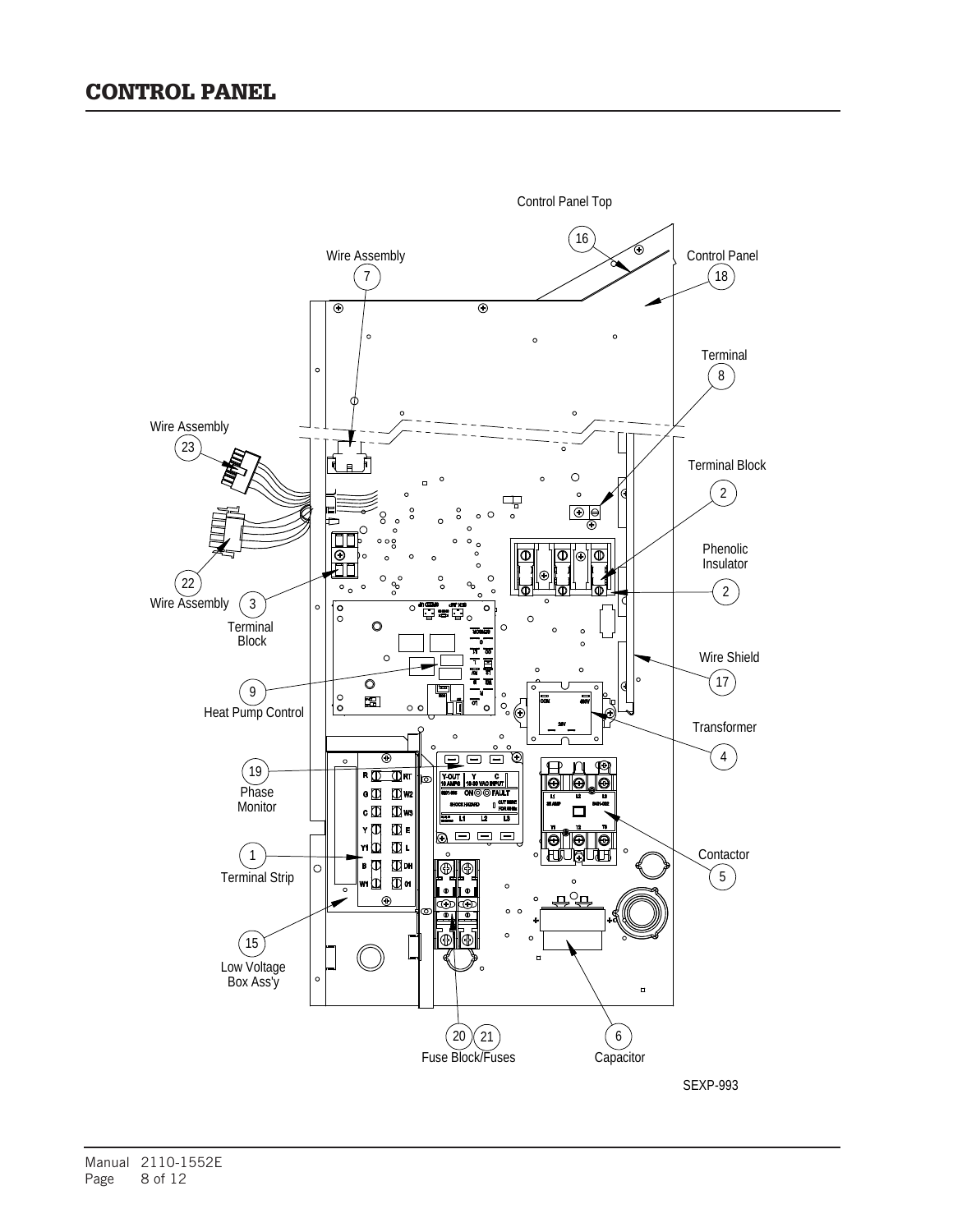# CONTROL PANEL

Control Panel Top

16

Wire Assembly 7

Control Panel 18

Terminal 8

Wire Assembly 23

Terminal Block 2

Phenolic Insulator 2

22 Wire Assembly

3 Terminal Block

9 Heat Pump Control

Wire Shield 17

Transformer 4

19 Phase Monitor

1 Terminal Strip

Contactor 5

15 Low Voltage Box Ass'y

20 21 Fuse Block/Fuses

6 Capacitor

SEXP-993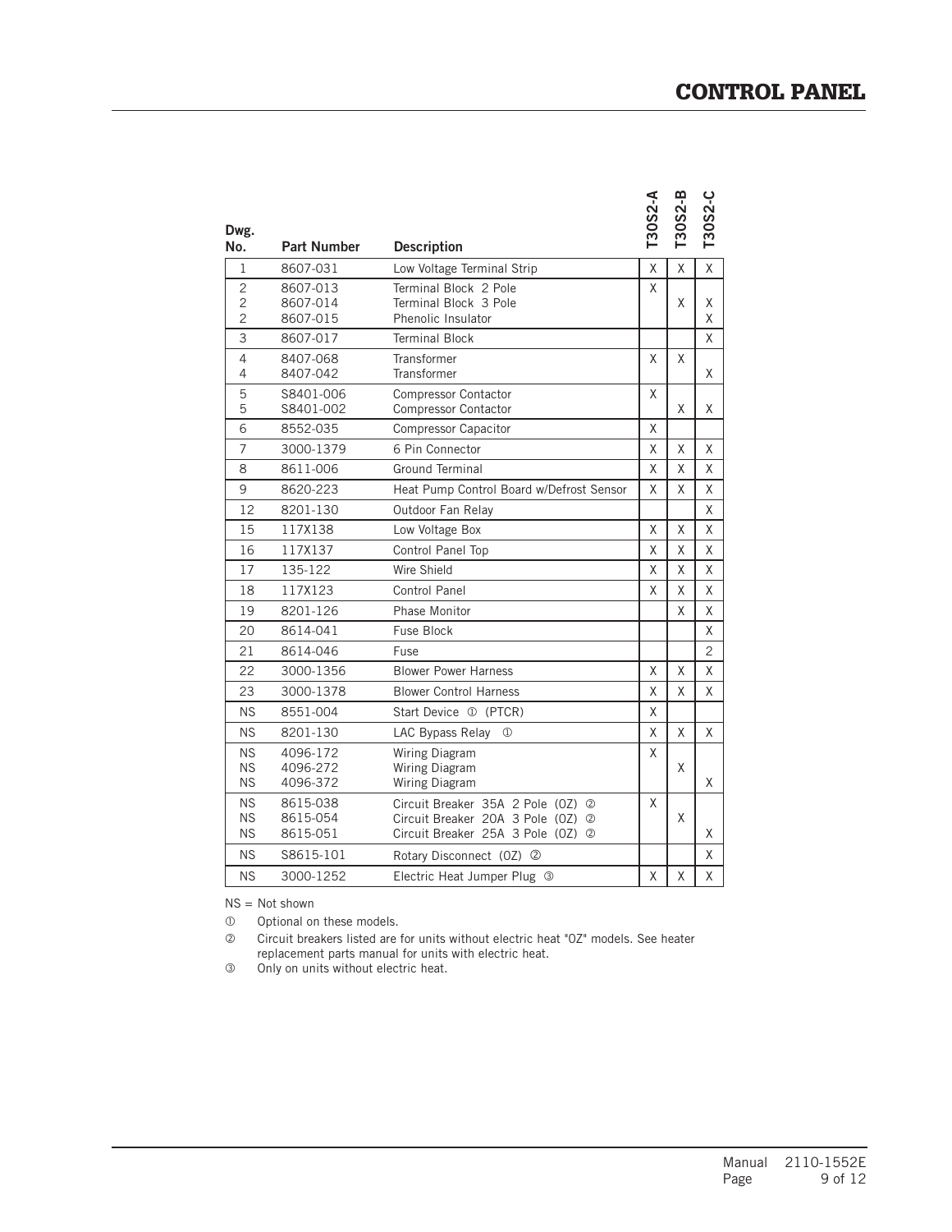# CONTROL PANEL

| Dwg. No. | Part Number | Description | T30S2-A | T30S2-B | T30S2-C |
|---|---|---|---|---|---|
| 1 | 8607-031 | Low Voltage Terminal Strip | X | X | X |
| 2 | 8607-013 | Terminal Block 2 Pole | X | | |
| 2 | 8607-014 | Terminal Block 3 Pole | | X | X |
| 2 | 8607-015 | Phenolic Insulator | | | X |
| 3 | 8607-017 | Terminal Block | | | X |
| 4 | 8407-068 | Transformer | X | X | |
| 4 | 8407-042 | Transformer | | | X |
| 5 | S8401-006 | Compressor Contactor | X | | |
| 5 | S8401-002 | Compressor Contactor | | X | X |
| 6 | 8552-035 | Compressor Capacitor | X | | |
| 7 | 3000-1379 | 6 Pin Connector | X | X | X |
| 8 | 8611-006 | Ground Terminal | X | X | X |
| 9 | 8620-223 | Heat Pump Control Board w/Defrost Sensor | X | X | X |
| 12 | 8201-130 | Outdoor Fan Relay | | | X |
| 15 | 117X138 | Low Voltage Box | X | X | X |
| 16 | 117X137 | Control Panel Top | X | X | X |
| 17 | 135-122 | Wire Shield | X | X | X |
| 18 | 117X123 | Control Panel | X | X | X |
| 19 | 8201-126 | Phase Monitor | | X | X |
| 20 | 8614-041 | Fuse Block | | | X |
| 21 | 8614-046 | Fuse | | | 2 |
| 22 | 3000-1356 | Blower Power Harness | X | X | X |
| 23 | 3000-1378 | Blower Control Harness | X | X | X |
| NS | 8551-004 | Start Device ① (PTCR) | X | | |
| NS | 8201-130 | LAC Bypass Relay ① | X | X | X |
| NS | 4096-172 | Wiring Diagram | X | | |
| NS | 4096-272 | Wiring Diagram | | X | |
| NS | 4096-372 | Wiring Diagram | | | X |
| NS | 8615-038 | Circuit Breaker 35A 2 Pole (0Z) ② | X | | |
| NS | 8615-054 | Circuit Breaker 20A 3 Pole (0Z) ② | | X | |
| NS | 8615-051 | Circuit Breaker 25A 3 Pole (0Z) ② | | | X |
| NS | S8615-101 | Rotary Disconnect (0Z) ② | | | X |
| NS | 3000-1252 | Electric Heat Jumper Plug ③ | X | X | X |

NS = Not shown

① Optional on these models.

② Circuit breakers listed are for units without electric heat "0Z" models. See heater replacement parts manual for units with electric heat.

③ Only on units without electric heat.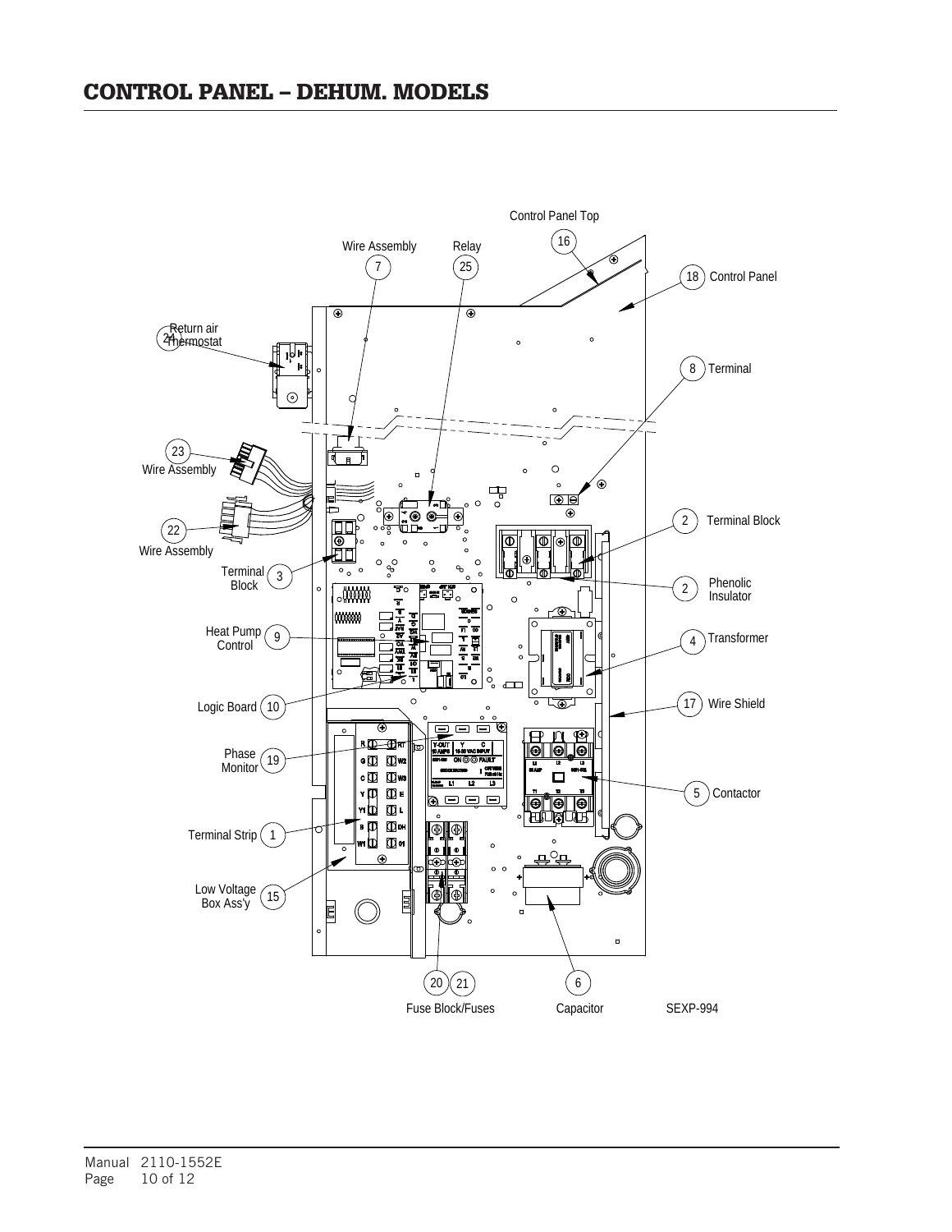# CONTROL PANEL – DEHUM. MODELS

Control Panel Top 16

Wire Assembly 7

Relay 25

18 Control Panel

24 Return air Thermostat

8 Terminal

23 Wire Assembly

22 Wire Assembly

2 Terminal Block

Terminal Block 3

2 Phenolic Insulator

Heat Pump Control 9

4 Transformer

Logic Board 10

17 Wire Shield

Phase Monitor 19

5 Contactor

Terminal Strip 1

Low Voltage Box Ass'y 15

20 21 Fuse Block/Fuses

6 Capacitor

SEXP-994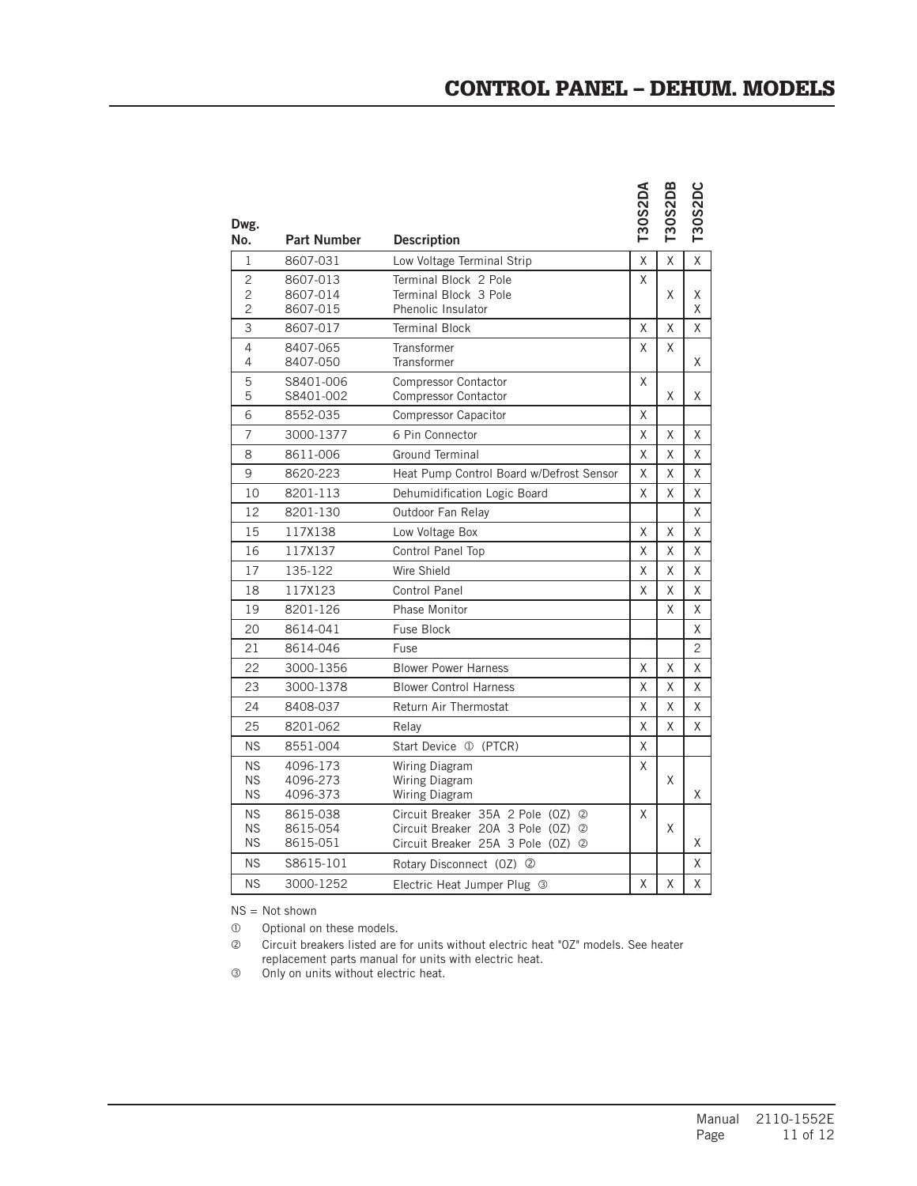# CONTROL PANEL – DEHUM. MODELS

| Dwg. No. | Part Number | Description | T30S2DA | T30S2DB | T30S2DC |
|---|---|---|---|---|---|
| 1 | 8607-031 | Low Voltage Terminal Strip | X | X | X |
| 2 | 8607-013 | Terminal Block 2 Pole | X | | |
| 2 | 8607-014 | Terminal Block 3 Pole | | X | X |
| 2 | 8607-015 | Phenolic Insulator | | | X |
| 3 | 8607-017 | Terminal Block | X | X | X |
| 4 | 8407-065 | Transformer | X | X | |
| 4 | 8407-050 | Transformer | | | X |
| 5 | S8401-006 | Compressor Contactor | X | | |
| 5 | S8401-002 | Compressor Contactor | | X | X |
| 6 | 8552-035 | Compressor Capacitor | X | | |
| 7 | 3000-1377 | 6 Pin Connector | X | X | X |
| 8 | 8611-006 | Ground Terminal | X | X | X |
| 9 | 8620-223 | Heat Pump Control Board w/Defrost Sensor | X | X | X |
| 10 | 8201-113 | Dehumidification Logic Board | X | X | X |
| 12 | 8201-130 | Outdoor Fan Relay | | | X |
| 15 | 117X138 | Low Voltage Box | X | X | X |
| 16 | 117X137 | Control Panel Top | X | X | X |
| 17 | 135-122 | Wire Shield | X | X | X |
| 18 | 117X123 | Control Panel | X | X | X |
| 19 | 8201-126 | Phase Monitor | | X | X |
| 20 | 8614-041 | Fuse Block | | | X |
| 21 | 8614-046 | Fuse | | | 2 |
| 22 | 3000-1356 | Blower Power Harness | X | X | X |
| 23 | 3000-1378 | Blower Control Harness | X | X | X |
| 24 | 8408-037 | Return Air Thermostat | X | X | X |
| 25 | 8201-062 | Relay | X | X | X |
| NS | 8551-004 | Start Device ① (PTCR) | X | | |
| NS | 4096-173 | Wiring Diagram | X | | |
| NS | 4096-273 | Wiring Diagram | | X | |
| NS | 4096-373 | Wiring Diagram | | | X |
| NS | 8615-038 | Circuit Breaker 35A 2 Pole (0Z) ② | X | | |
| NS | 8615-054 | Circuit Breaker 20A 3 Pole (0Z) ② | | X | |
| NS | 8615-051 | Circuit Breaker 25A 3 Pole (0Z) ② | | | X |
| NS | S8615-101 | Rotary Disconnect (0Z) ② | | | X |
| NS | 3000-1252 | Electric Heat Jumper Plug ③ | X | X | X |

NS = Not shown

① Optional on these models.

② Circuit breakers listed are for units without electric heat "0Z" models. See heater replacement parts manual for units with electric heat.

③ Only on units without electric heat.

Manual 2110-1552E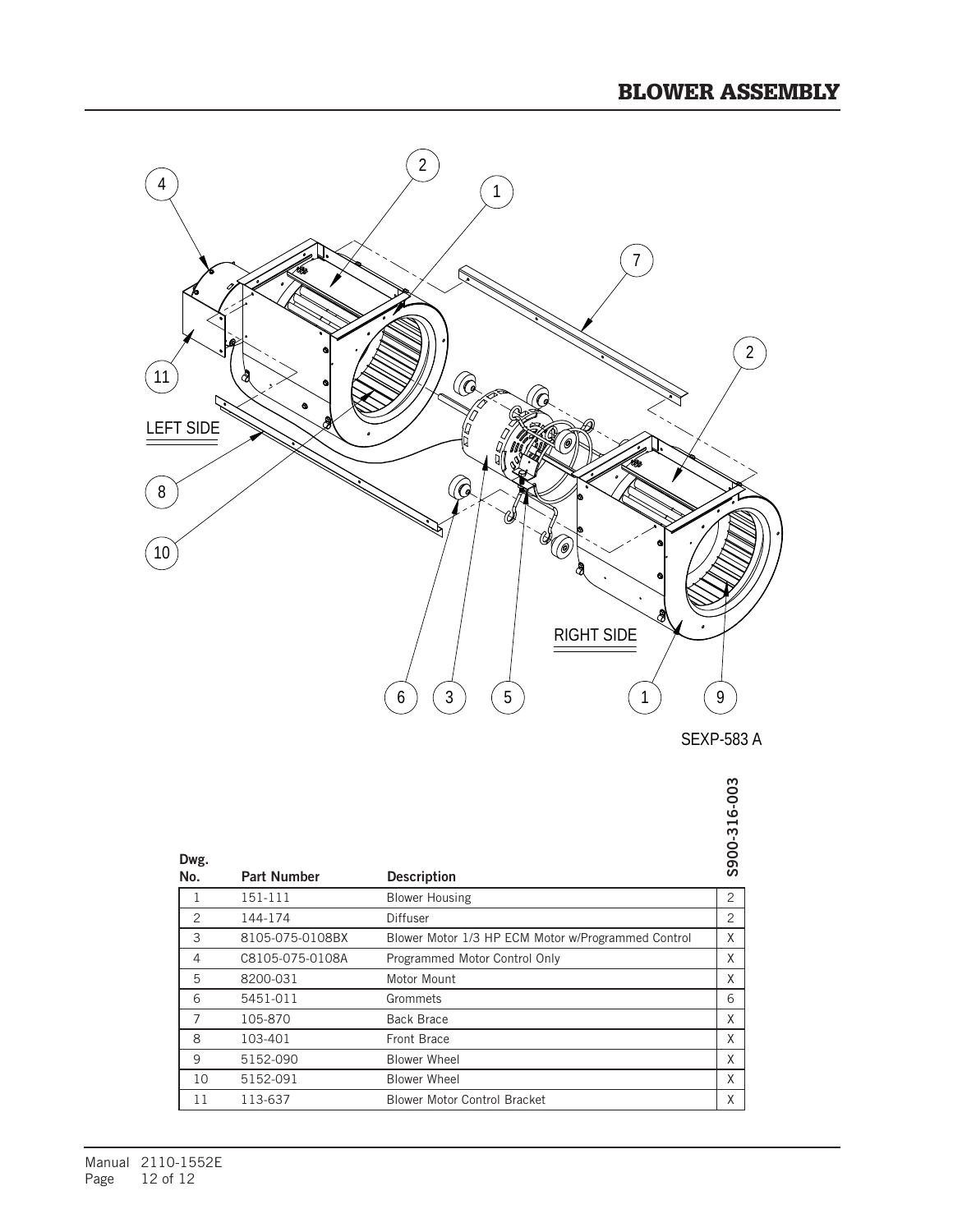# BLOWER ASSEMBLY

LEFT SIDE

RIGHT SIDE

SEXP-583 A

| Dwg. No. | Part Number | Description | S900-316-003 |
|---|---|---|---|
| 1 | 151-111 | Blower Housing | 2 |
| 2 | 144-174 | Diffuser | 2 |
| 3 | 8105-075-0108BX | Blower Motor 1/3 HP ECM Motor w/Programmed Control | X |
| 4 | C8105-075-0108A | Programmed Motor Control Only | X |
| 5 | 8200-031 | Motor Mount | X |
| 6 | 5451-011 | Grommets | 6 |
| 7 | 105-870 | Back Brace | X |
| 8 | 103-401 | Front Brace | X |
| 9 | 5152-090 | Blower Wheel | X |
| 10 | 5152-091 | Blower Wheel | X |
| 11 | 113-637 | Blower Motor Control Bracket | X |

Manual 2110-1552E